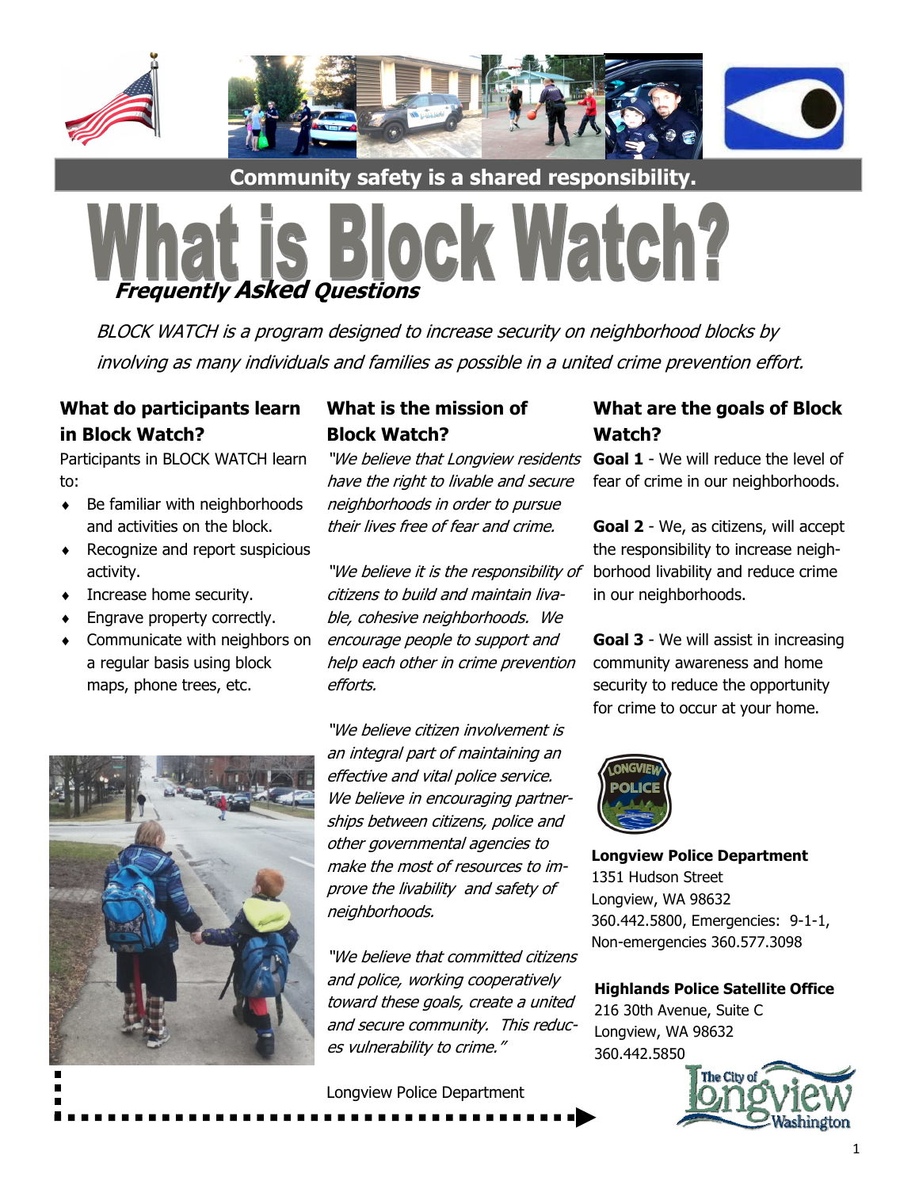**Community safety is a shared responsibility.**

# What is Block Watch?

***Frequently Asked Questions***

*BLOCK WATCH is a program designed to increase security on neighborhood blocks by involving as many individuals and families as possible in a united crime prevention effort.*

### What do participants learn in Block Watch?

Participants in BLOCK WATCH learn to:

- Be familiar with neighborhoods and activities on the block.
- Recognize and report suspicious activity.
- Increase home security.
- Engrave property correctly.
- Communicate with neighbors on a regular basis using block maps, phone trees, etc.

### What is the mission of Block Watch?

*"We believe that Longview residents have the right to livable and secure neighborhoods in order to pursue their lives free of fear and crime.*

*"We believe it is the responsibility of citizens to build and maintain livable, cohesive neighborhoods. We encourage people to support and help each other in crime prevention efforts.*

*"We believe citizen involvement is an integral part of maintaining an effective and vital police service. We believe in encouraging partnerships between citizens, police and other governmental agencies to make the most of resources to improve the livability and safety of neighborhoods.*

*"We believe that committed citizens and police, working cooperatively toward these goals, create a united and secure community. This reduces vulnerability to crime."*

Longview Police Department

### What are the goals of Block Watch?

**Goal 1** - We will reduce the level of fear of crime in our neighborhoods.

**Goal 2** - We, as citizens, will accept the responsibility to increase neighborhood livability and reduce crime in our neighborhoods.

**Goal 3** - We will assist in increasing community awareness and home security to reduce the opportunity for crime to occur at your home.

**Longview Police Department**
1351 Hudson Street
Longview, WA 98632
360.442.5800, Emergencies: 9-1-1,
Non-emergencies 360.577.3098

**Highlands Police Satellite Office**
216 30th Avenue, Suite C
Longview, WA 98632
360.442.5850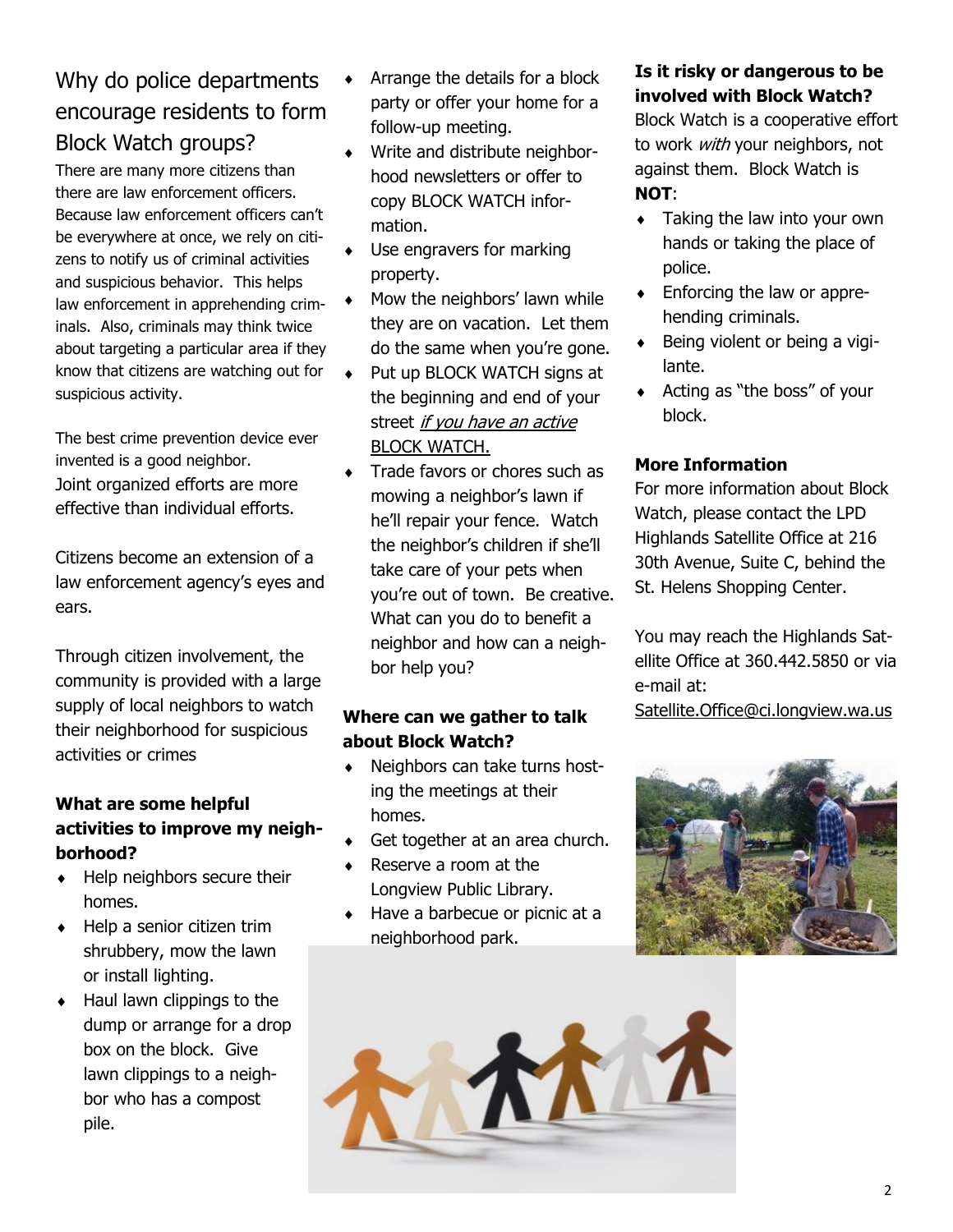## Why do police departments encourage residents to form Block Watch groups?

There are many more citizens than there are law enforcement officers. Because law enforcement officers can't be everywhere at once, we rely on citizens to notify us of criminal activities and suspicious behavior. This helps law enforcement in apprehending criminals. Also, criminals may think twice about targeting a particular area if they know that citizens are watching out for suspicious activity.

The best crime prevention device ever invented is a good neighbor. Joint organized efforts are more effective than individual efforts.

Citizens become an extension of a law enforcement agency's eyes and ears.

Through citizen involvement, the community is provided with a large supply of local neighbors to watch their neighborhood for suspicious activities or crimes

**What are some helpful activities to improve my neighborhood?**

- Help neighbors secure their homes.
- Help a senior citizen trim shrubbery, mow the lawn or install lighting.
- Haul lawn clippings to the dump or arrange for a drop box on the block. Give lawn clippings to a neighbor who has a compost pile.
- Arrange the details for a block party or offer your home for a follow-up meeting.
- Write and distribute neighborhood newsletters or offer to copy BLOCK WATCH information.
- Use engravers for marking property.
- Mow the neighbors' lawn while they are on vacation. Let them do the same when you're gone.
- Put up BLOCK WATCH signs at the beginning and end of your street *if you have an active* BLOCK WATCH.
- Trade favors or chores such as mowing a neighbor's lawn if he'll repair your fence. Watch the neighbor's children if she'll take care of your pets when you're out of town. Be creative. What can you do to benefit a neighbor and how can a neighbor help you?

**Where can we gather to talk about Block Watch?**

- Neighbors can take turns hosting the meetings at their homes.
- Get together at an area church.
- Reserve a room at the Longview Public Library.
- Have a barbecue or picnic at a neighborhood park.

**Is it risky or dangerous to be involved with Block Watch?**

Block Watch is a cooperative effort to work *with* your neighbors, not against them. Block Watch is **NOT**:

- Taking the law into your own hands or taking the place of police.
- Enforcing the law or apprehending criminals.
- Being violent or being a vigilante.
- Acting as "the boss" of your block.

**More Information**

For more information about Block Watch, please contact the LPD Highlands Satellite Office at 216 30th Avenue, Suite C, behind the St. Helens Shopping Center.

You may reach the Highlands Satellite Office at 360.442.5850 or via e-mail at:
Satellite.Office@ci.longview.wa.us